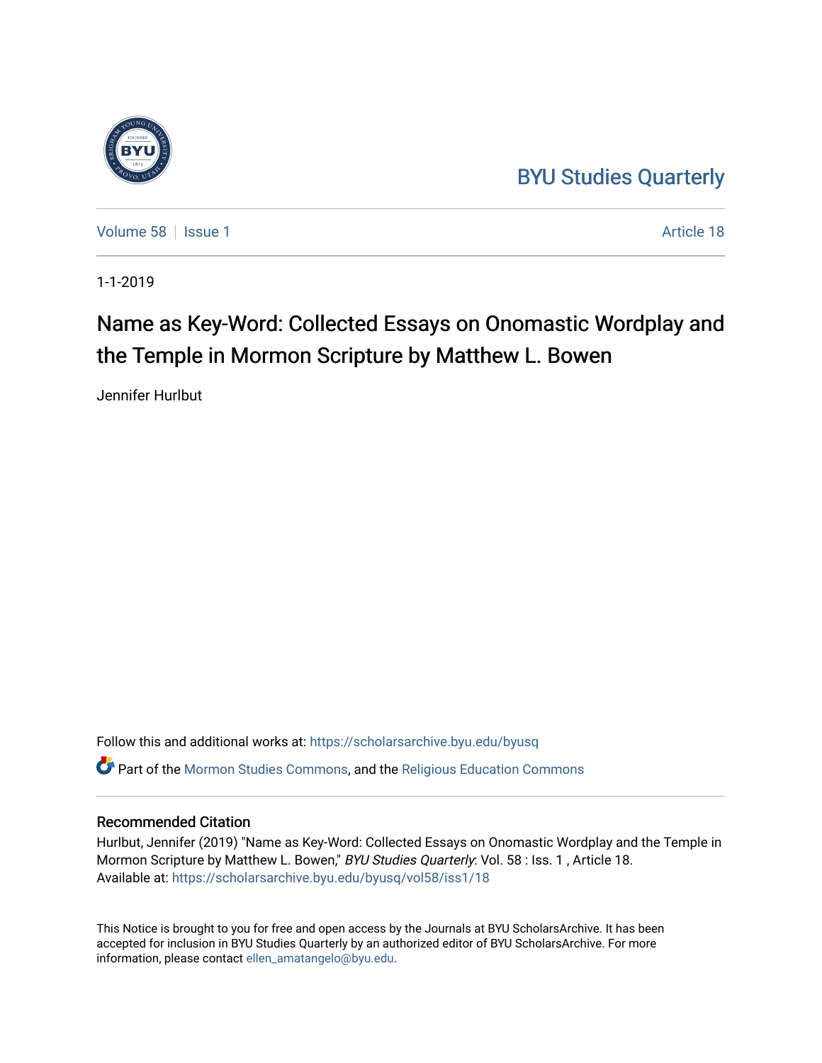BYU Studies Quarterly

Volume 58 | Issue 1 | Article 18

1-1-2019

# Name as Key-Word: Collected Essays on Onomastic Wordplay and the Temple in Mormon Scripture by Matthew L. Bowen

Jennifer Hurlbut

Follow this and additional works at: https://scholarsarchive.byu.edu/byusq

Part of the Mormon Studies Commons, and the Religious Education Commons

## Recommended Citation

Hurlbut, Jennifer (2019) "Name as Key-Word: Collected Essays on Onomastic Wordplay and the Temple in Mormon Scripture by Matthew L. Bowen," *BYU Studies Quarterly*: Vol. 58 : Iss. 1 , Article 18.
Available at: https://scholarsarchive.byu.edu/byusq/vol58/iss1/18

This Notice is brought to you for free and open access by the Journals at BYU ScholarsArchive. It has been accepted for inclusion in BYU Studies Quarterly by an authorized editor of BYU ScholarsArchive. For more information, please contact ellen_amatangelo@byu.edu.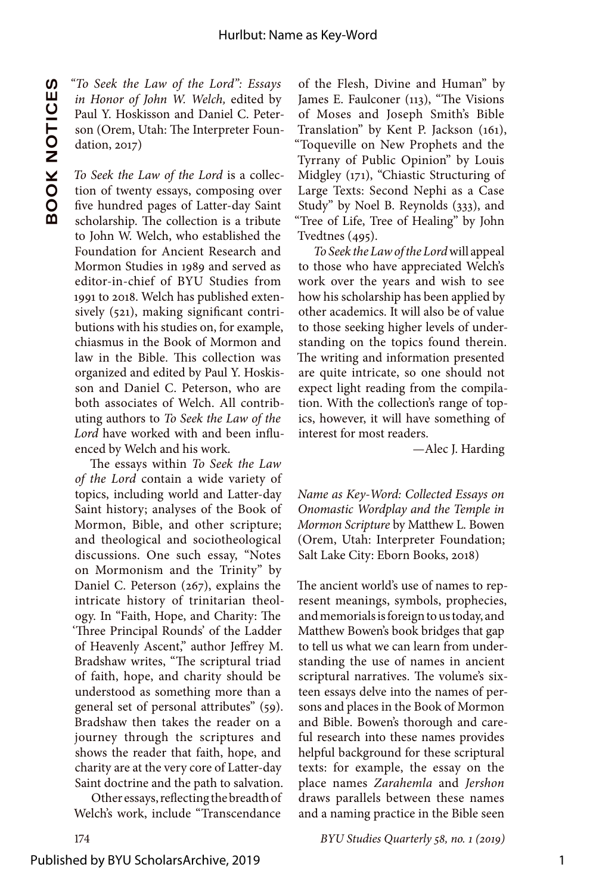**BOOK NOTICES**

*"To Seek the Law of the Lord": Essays in Honor of John W. Welch,* edited by Paul Y. Hoskisson and Daniel C. Peterson (Orem, Utah: The Interpreter Foundation, 2017)

*To Seek the Law of the Lord* is a collection of twenty essays, composing over five hundred pages of Latter-day Saint scholarship. The collection is a tribute to John W. Welch, who established the Foundation for Ancient Research and Mormon Studies in 1989 and served as editor-in-chief of BYU Studies from 1991 to 2018. Welch has published extensively (521), making significant contributions with his studies on, for example, chiasmus in the Book of Mormon and law in the Bible. This collection was organized and edited by Paul Y. Hoskisson and Daniel C. Peterson, who are both associates of Welch. All contributing authors to *To Seek the Law of the Lord* have worked with and been influenced by Welch and his work.

The essays within *To Seek the Law of the Lord* contain a wide variety of topics, including world and Latter-day Saint history; analyses of the Book of Mormon, Bible, and other scripture; and theological and sociotheological discussions. One such essay, "Notes on Mormonism and the Trinity" by Daniel C. Peterson (267), explains the intricate history of trinitarian theology. In "Faith, Hope, and Charity: The 'Three Principal Rounds' of the Ladder of Heavenly Ascent," author Jeffrey M. Bradshaw writes, "The scriptural triad of faith, hope, and charity should be understood as something more than a general set of personal attributes" (59). Bradshaw then takes the reader on a journey through the scriptures and shows the reader that faith, hope, and charity are at the very core of Latter-day Saint doctrine and the path to salvation.

Other essays, reflecting the breadth of Welch's work, include "Transcendance of the Flesh, Divine and Human" by James E. Faulconer (113), "The Visions of Moses and Joseph Smith's Bible Translation" by Kent P. Jackson (161), "Toqueville on New Prophets and the Tyrrany of Public Opinion" by Louis Midgley (171), "Chiastic Structuring of Large Texts: Second Nephi as a Case Study" by Noel B. Reynolds (333), and "Tree of Life, Tree of Healing" by John Tvedtnes (495).

*To Seek the Law of the Lord* will appeal to those who have appreciated Welch's work over the years and wish to see how his scholarship has been applied by other academics. It will also be of value to those seeking higher levels of understanding on the topics found therein. The writing and information presented are quite intricate, so one should not expect light reading from the compilation. With the collection's range of topics, however, it will have something of interest for most readers.

—Alec J. Harding

*Name as Key-Word: Collected Essays on Onomastic Wordplay and the Temple in Mormon Scripture* by Matthew L. Bowen (Orem, Utah: Interpreter Foundation; Salt Lake City: Eborn Books, 2018)

The ancient world's use of names to represent meanings, symbols, prophecies, and memorials is foreign to us today, and Matthew Bowen's book bridges that gap to tell us what we can learn from understanding the use of names in ancient scriptural narratives. The volume's sixteen essays delve into the names of persons and places in the Book of Mormon and Bible. Bowen's thorough and careful research into these names provides helpful background for these scriptural texts: for example, the essay on the place names *Zarahemla* and *Jershon* draws parallels between these names and a naming practice in the Bible seen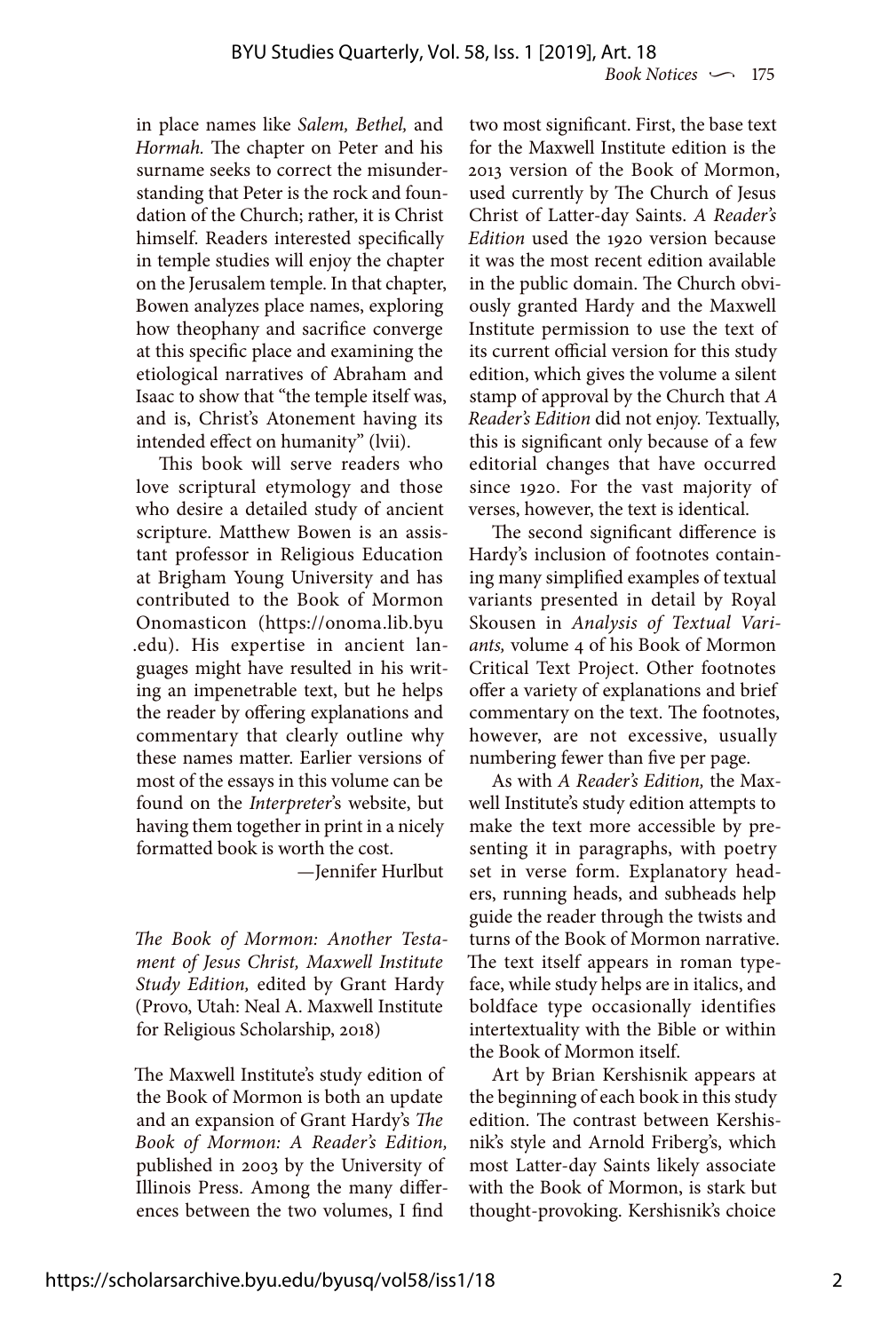in place names like *Salem, Bethel,* and *Hormah.* The chapter on Peter and his surname seeks to correct the misunderstanding that Peter is the rock and foundation of the Church; rather, it is Christ himself. Readers interested specifically in temple studies will enjoy the chapter on the Jerusalem temple. In that chapter, Bowen analyzes place names, exploring how theophany and sacrifice converge at this specific place and examining the etiological narratives of Abraham and Isaac to show that "the temple itself was, and is, Christ's Atonement having its intended effect on humanity" (lvii).

This book will serve readers who love scriptural etymology and those who desire a detailed study of ancient scripture. Matthew Bowen is an assistant professor in Religious Education at Brigham Young University and has contributed to the Book of Mormon Onomasticon (https://onoma.lib.byu.edu). His expertise in ancient languages might have resulted in his writing an impenetrable text, but he helps the reader by offering explanations and commentary that clearly outline why these names matter. Earlier versions of most of the essays in this volume can be found on the *Interpreter*'s website, but having them together in print in a nicely formatted book is worth the cost.

—Jennifer Hurlbut

*The Book of Mormon: Another Testament of Jesus Christ, Maxwell Institute Study Edition,* edited by Grant Hardy (Provo, Utah: Neal A. Maxwell Institute for Religious Scholarship, 2018)

The Maxwell Institute's study edition of the Book of Mormon is both an update and an expansion of Grant Hardy's *The Book of Mormon: A Reader's Edition,* published in 2003 by the University of Illinois Press. Among the many differences between the two volumes, I find two most significant. First, the base text for the Maxwell Institute edition is the 2013 version of the Book of Mormon, used currently by The Church of Jesus Christ of Latter-day Saints. *A Reader's Edition* used the 1920 version because it was the most recent edition available in the public domain. The Church obviously granted Hardy and the Maxwell Institute permission to use the text of its current official version for this study edition, which gives the volume a silent stamp of approval by the Church that *A Reader's Edition* did not enjoy. Textually, this is significant only because of a few editorial changes that have occurred since 1920. For the vast majority of verses, however, the text is identical.

The second significant difference is Hardy's inclusion of footnotes containing many simplified examples of textual variants presented in detail by Royal Skousen in *Analysis of Textual Variants,* volume 4 of his Book of Mormon Critical Text Project. Other footnotes offer a variety of explanations and brief commentary on the text. The footnotes, however, are not excessive, usually numbering fewer than five per page.

As with *A Reader's Edition,* the Maxwell Institute's study edition attempts to make the text more accessible by presenting it in paragraphs, with poetry set in verse form. Explanatory headers, running heads, and subheads help guide the reader through the twists and turns of the Book of Mormon narrative. The text itself appears in roman typeface, while study helps are in italics, and boldface type occasionally identifies intertextuality with the Bible or within the Book of Mormon itself.

Art by Brian Kershisnik appears at the beginning of each book in this study edition. The contrast between Kershisnik's style and Arnold Friberg's, which most Latter-day Saints likely associate with the Book of Mormon, is stark but thought-provoking. Kershisnik's choice